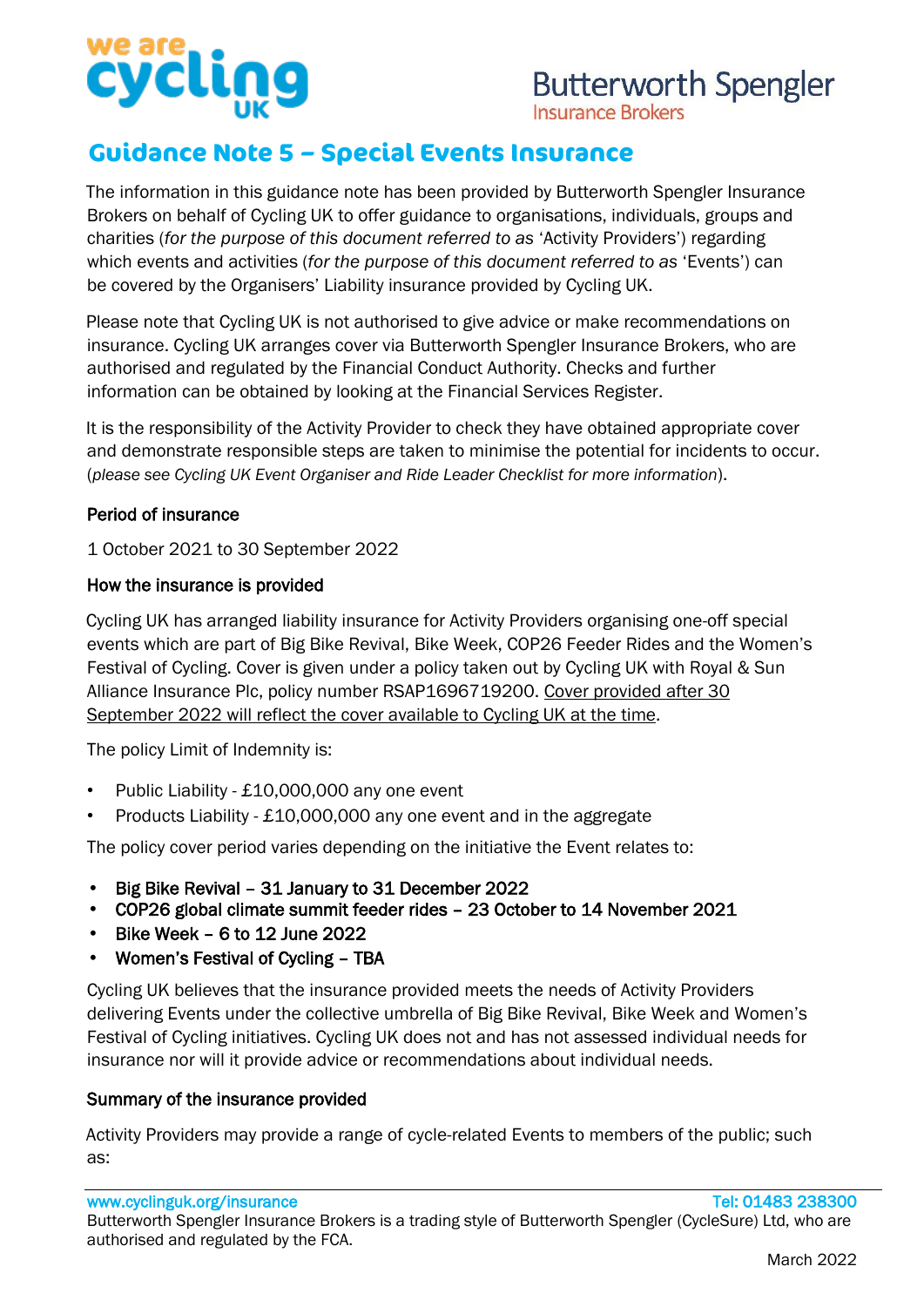# Guidance Note 5 – Special Events Insurance

The information in this guidance note has been provided by Butterworth Spengler Insurance Brokers on behalf of Cycling UK to offer guidance to organisations, individuals, groups and charities (*for the purpose of this document referred to as* 'Activity Providers') regarding which events and activities (*for the purpose of this document referred to as* 'Events') can be covered by the Organisers' Liability insurance provided by Cycling UK.

Please note that Cycling UK is not authorised to give advice or make recommendations on insurance. Cycling UK arranges cover via Butterworth Spengler Insurance Brokers, who are authorised and regulated by the Financial Conduct Authority. Checks and further information can be obtained by looking at the Financial Services Register.

It is the responsibility of the Activity Provider to check they have obtained appropriate cover and demonstrate responsible steps are taken to minimise the potential for incidents to occur. (*please see Cycling UK Event Organiser and Ride Leader Checklist for more information*).

## Period of insurance

1 October 2021 to 30 September 2022

## How the insurance is provided

Cycling UK has arranged liability insurance for Activity Providers organising one-off special events which are part of Big Bike Revival, Bike Week, COP26 Feeder Rides and the Women's Festival of Cycling. Cover is given under a policy taken out by Cycling UK with Royal & Sun Alliance Insurance Plc, policy number RSAP1696719200. Cover provided after 30 September 2022 will reflect the cover available to Cycling UK at the time.

The policy Limit of Indemnity is:

- Public Liability - £10,000,000 any one event
- Products Liability - £10,000,000 any one event and in the aggregate

The policy cover period varies depending on the initiative the Event relates to:

- **Big Bike Revival – 31 January to 31 December 2022**
- **COP26 global climate summit feeder rides – 23 October to 14 November 2021**
- **Bike Week – 6 to 12 June 2022**
- **Women's Festival of Cycling – TBA**

Cycling UK believes that the insurance provided meets the needs of Activity Providers delivering Events under the collective umbrella of Big Bike Revival, Bike Week and Women's Festival of Cycling initiatives. Cycling UK does not and has not assessed individual needs for insurance nor will it provide advice or recommendations about individual needs.

## Summary of the insurance provided

Activity Providers may provide a range of cycle-related Events to members of the public; such as: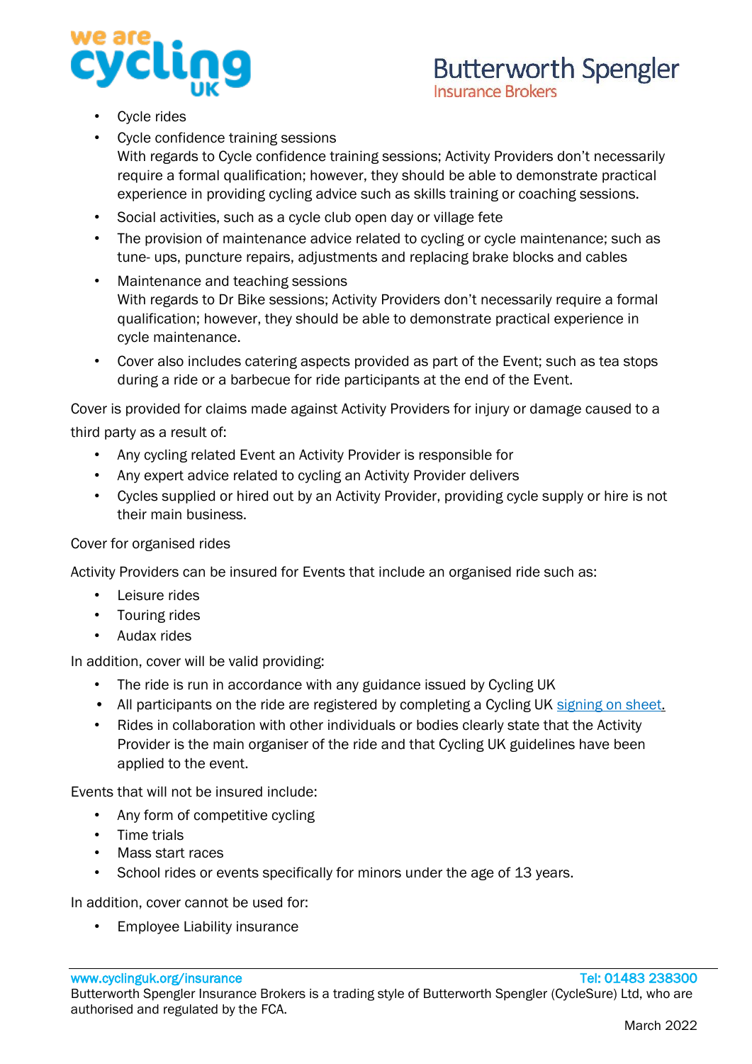- Cycle rides
- Cycle confidence training sessions
  With regards to Cycle confidence training sessions; Activity Providers don't necessarily require a formal qualification; however, they should be able to demonstrate practical experience in providing cycling advice such as skills training or coaching sessions.
- Social activities, such as a cycle club open day or village fete
- The provision of maintenance advice related to cycling or cycle maintenance; such as tune- ups, puncture repairs, adjustments and replacing brake blocks and cables
- Maintenance and teaching sessions
  With regards to Dr Bike sessions; Activity Providers don't necessarily require a formal qualification; however, they should be able to demonstrate practical experience in cycle maintenance.
- Cover also includes catering aspects provided as part of the Event; such as tea stops during a ride or a barbecue for ride participants at the end of the Event.

Cover is provided for claims made against Activity Providers for injury or damage caused to a third party as a result of:

- Any cycling related Event an Activity Provider is responsible for
- Any expert advice related to cycling an Activity Provider delivers
- Cycles supplied or hired out by an Activity Provider, providing cycle supply or hire is not their main business.

Cover for organised rides

Activity Providers can be insured for Events that include an organised ride such as:

- Leisure rides
- Touring rides
- Audax rides

In addition, cover will be valid providing:

- The ride is run in accordance with any guidance issued by Cycling UK
- All participants on the ride are registered by completing a Cycling UK signing on sheet.
- Rides in collaboration with other individuals or bodies clearly state that the Activity Provider is the main organiser of the ride and that Cycling UK guidelines have been applied to the event.

Events that will not be insured include:

- Any form of competitive cycling
- Time trials
- Mass start races
- School rides or events specifically for minors under the age of 13 years.

In addition, cover cannot be used for:

- Employee Liability insurance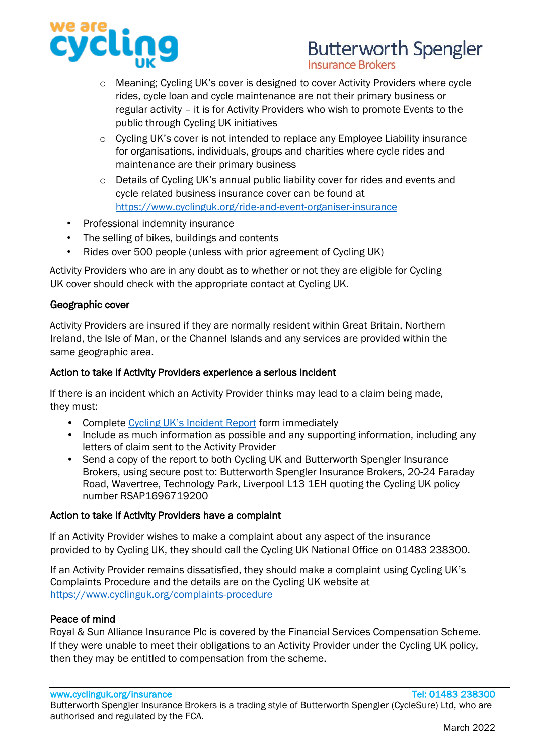- Meaning; Cycling UK's cover is designed to cover Activity Providers where cycle rides, cycle loan and cycle maintenance are not their primary business or regular activity – it is for Activity Providers who wish to promote Events to the public through Cycling UK initiatives
  - Cycling UK's cover is not intended to replace any Employee Liability insurance for organisations, individuals, groups and charities where cycle rides and maintenance are their primary business
  - Details of Cycling UK's annual public liability cover for rides and events and cycle related business insurance cover can be found at https://www.cyclinguk.org/ride-and-event-organiser-insurance
- Professional indemnity insurance
- The selling of bikes, buildings and contents
- Rides over 500 people (unless with prior agreement of Cycling UK)

Activity Providers who are in any doubt as to whether or not they are eligible for Cycling UK cover should check with the appropriate contact at Cycling UK.

**Geographic cover**

Activity Providers are insured if they are normally resident within Great Britain, Northern Ireland, the Isle of Man, or the Channel Islands and any services are provided within the same geographic area.

**Action to take if Activity Providers experience a serious incident**

If there is an incident which an Activity Provider thinks may lead to a claim being made, they must:

- Complete Cycling UK's Incident Report form immediately
- Include as much information as possible and any supporting information, including any letters of claim sent to the Activity Provider
- Send a copy of the report to both Cycling UK and Butterworth Spengler Insurance Brokers, using secure post to: Butterworth Spengler Insurance Brokers, 20-24 Faraday Road, Wavertree, Technology Park, Liverpool L13 1EH quoting the Cycling UK policy number RSAP1696719200

**Action to take if Activity Providers have a complaint**

If an Activity Provider wishes to make a complaint about any aspect of the insurance provided to by Cycling UK, they should call the Cycling UK National Office on 01483 238300.

If an Activity Provider remains dissatisfied, they should make a complaint using Cycling UK's Complaints Procedure and the details are on the Cycling UK website at https://www.cyclinguk.org/complaints-procedure

**Peace of mind**

Royal & Sun Alliance Insurance Plc is covered by the Financial Services Compensation Scheme. If they were unable to meet their obligations to an Activity Provider under the Cycling UK policy, then they may be entitled to compensation from the scheme.